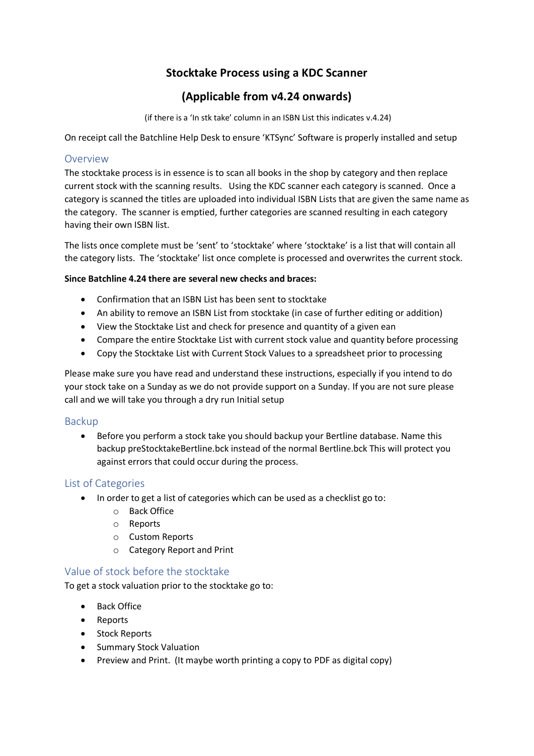# Stocktake Process using a KDC Scanner

## (Applicable from v4.24 onwards)

(if there is a 'In stk take' column in an ISBN List this indicates v.4.24)

On receipt call the Batchline Help Desk to ensure 'KTSync' Software is properly installed and setup

## Overview

The stocktake process is in essence is to scan all books in the shop by category and then replace current stock with the scanning results. Using the KDC scanner each category is scanned. Once a category is scanned the titles are uploaded into individual ISBN Lists that are given the same name as the category. The scanner is emptied, further categories are scanned resulting in each category having their own ISBN list.

The lists once complete must be 'sent' to 'stocktake' where 'stocktake' is a list that will contain all the category lists. The 'stocktake' list once complete is processed and overwrites the current stock.

**Since Batchline 4.24 there are several new checks and braces:**

- Confirmation that an ISBN List has been sent to stocktake
- An ability to remove an ISBN List from stocktake (in case of further editing or addition)
- View the Stocktake List and check for presence and quantity of a given ean
- Compare the entire Stocktake List with current stock value and quantity before processing
- Copy the Stocktake List with Current Stock Values to a spreadsheet prior to processing

Please make sure you have read and understand these instructions, especially if you intend to do your stock take on a Sunday as we do not provide support on a Sunday. If you are not sure please call and we will take you through a dry run Initial setup

## Backup

- Before you perform a stock take you should backup your Bertline database. Name this backup preStocktakeBertline.bck instead of the normal Bertline.bck This will protect you against errors that could occur during the process.

## List of Categories

- In order to get a list of categories which can be used as a checklist go to:
  - Back Office
  - Reports
  - Custom Reports
  - Category Report and Print

## Value of stock before the stocktake

To get a stock valuation prior to the stocktake go to:

- Back Office
- Reports
- Stock Reports
- Summary Stock Valuation
- Preview and Print. (It maybe worth printing a copy to PDF as digital copy)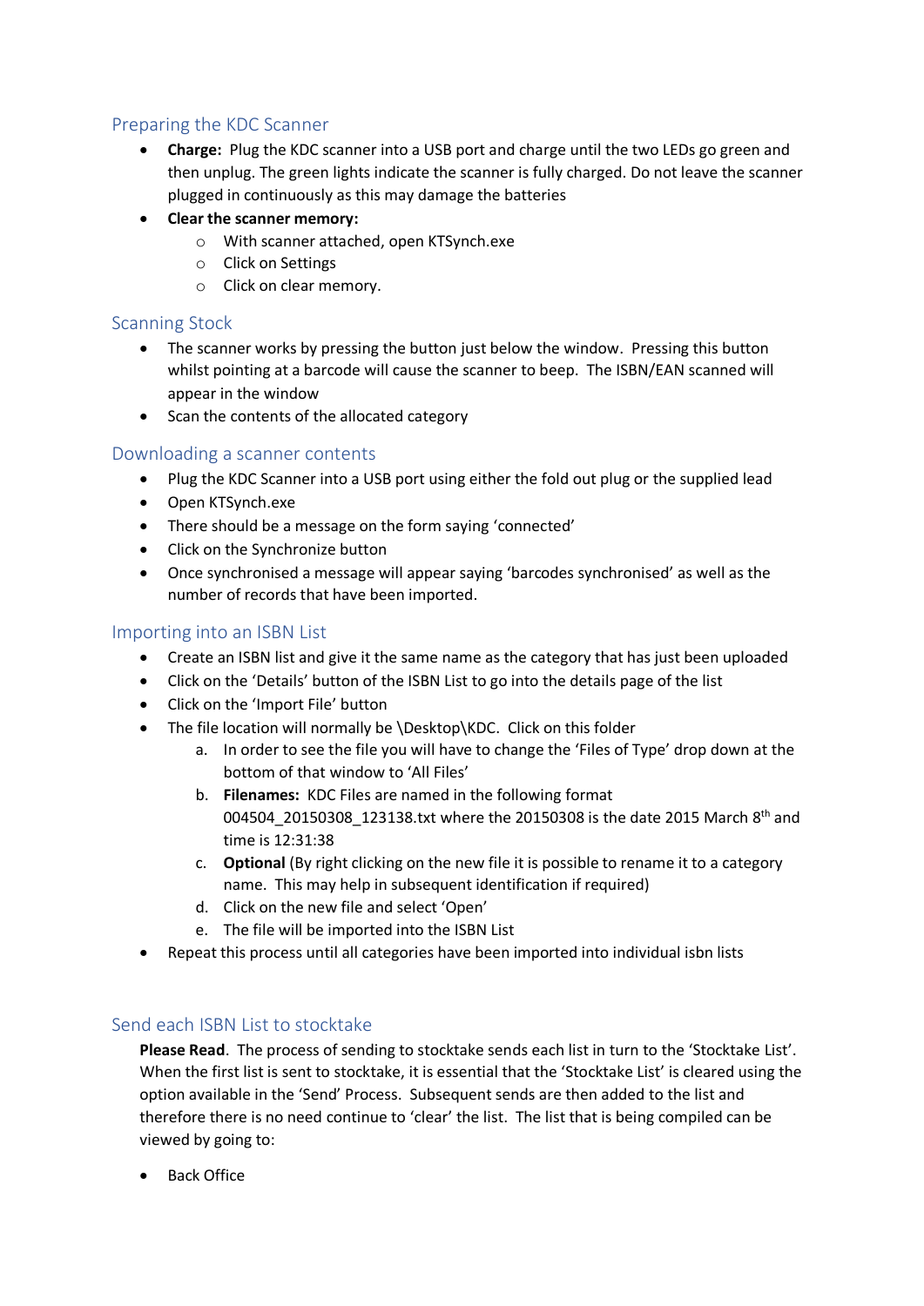## Preparing the KDC Scanner

- **Charge:** Plug the KDC scanner into a USB port and charge until the two LEDs go green and then unplug. The green lights indicate the scanner is fully charged. Do not leave the scanner plugged in continuously as this may damage the batteries
- **Clear the scanner memory:**
  - With scanner attached, open KTSynch.exe
  - Click on Settings
  - Click on clear memory.

## Scanning Stock

- The scanner works by pressing the button just below the window. Pressing this button whilst pointing at a barcode will cause the scanner to beep. The ISBN/EAN scanned will appear in the window
- Scan the contents of the allocated category

## Downloading a scanner contents

- Plug the KDC Scanner into a USB port using either the fold out plug or the supplied lead
- Open KTSynch.exe
- There should be a message on the form saying 'connected'
- Click on the Synchronize button
- Once synchronised a message will appear saying 'barcodes synchronised' as well as the number of records that have been imported.

## Importing into an ISBN List

- Create an ISBN list and give it the same name as the category that has just been uploaded
- Click on the 'Details' button of the ISBN List to go into the details page of the list
- Click on the 'Import File' button
- The file location will normally be \Desktop\KDC. Click on this folder
  a. In order to see the file you will have to change the 'Files of Type' drop down at the bottom of that window to 'All Files'
  b. **Filenames:** KDC Files are named in the following format 004504_20150308_123138.txt where the 20150308 is the date 2015 March 8th and time is 12:31:38
  c. **Optional** (By right clicking on the new file it is possible to rename it to a category name. This may help in subsequent identification if required)
  d. Click on the new file and select 'Open'
  e. The file will be imported into the ISBN List
- Repeat this process until all categories have been imported into individual isbn lists

## Send each ISBN List to stocktake

**Please Read**. The process of sending to stocktake sends each list in turn to the 'Stocktake List'. When the first list is sent to stocktake, it is essential that the 'Stocktake List' is cleared using the option available in the 'Send' Process. Subsequent sends are then added to the list and therefore there is no need continue to 'clear' the list. The list that is being compiled can be viewed by going to:

- Back Office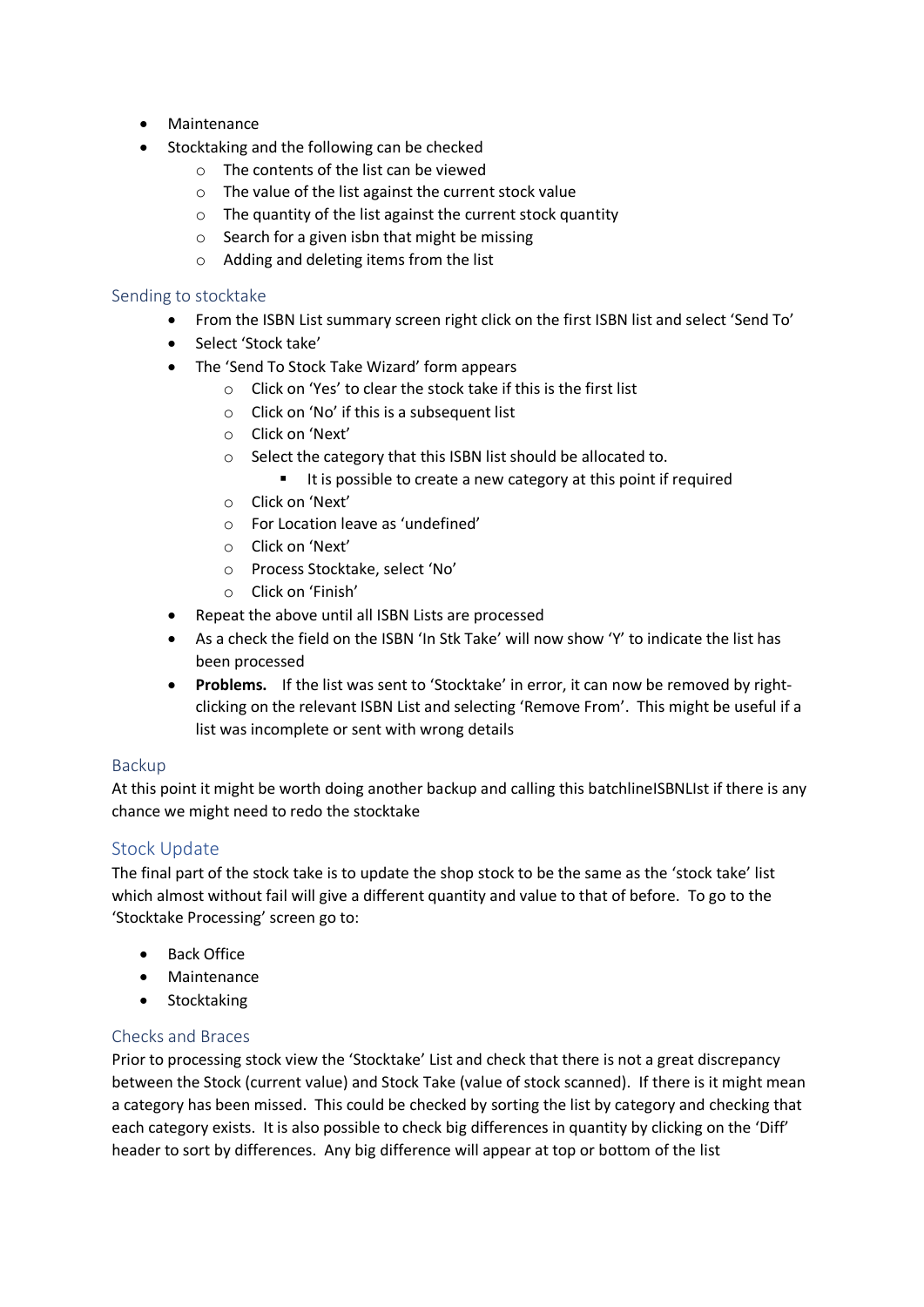- Maintenance
- Stocktaking and the following can be checked
  - The contents of the list can be viewed
  - The value of the list against the current stock value
  - The quantity of the list against the current stock quantity
  - Search for a given isbn that might be missing
  - Adding and deleting items from the list

## Sending to stocktake

- From the ISBN List summary screen right click on the first ISBN list and select 'Send To'
- Select 'Stock take'
- The 'Send To Stock Take Wizard' form appears
  - Click on 'Yes' to clear the stock take if this is the first list
  - Click on 'No' if this is a subsequent list
  - Click on 'Next'
  - Select the category that this ISBN list should be allocated to.
    - It is possible to create a new category at this point if required
  - Click on 'Next'
  - For Location leave as 'undefined'
  - Click on 'Next'
  - Process Stocktake, select 'No'
  - Click on 'Finish'
- Repeat the above until all ISBN Lists are processed
- As a check the field on the ISBN 'In Stk Take' will now show 'Y' to indicate the list has been processed
- **Problems.** If the list was sent to 'Stocktake' in error, it can now be removed by right-clicking on the relevant ISBN List and selecting 'Remove From'. This might be useful if a list was incomplete or sent with wrong details

## Backup

At this point it might be worth doing another backup and calling this batchlineISBNLIst if there is any chance we might need to redo the stocktake

## Stock Update

The final part of the stock take is to update the shop stock to be the same as the 'stock take' list which almost without fail will give a different quantity and value to that of before. To go to the 'Stocktake Processing' screen go to:

- Back Office
- Maintenance
- Stocktaking

## Checks and Braces

Prior to processing stock view the 'Stocktake' List and check that there is not a great discrepancy between the Stock (current value) and Stock Take (value of stock scanned). If there is it might mean a category has been missed. This could be checked by sorting the list by category and checking that each category exists. It is also possible to check big differences in quantity by clicking on the 'Diff' header to sort by differences. Any big difference will appear at top or bottom of the list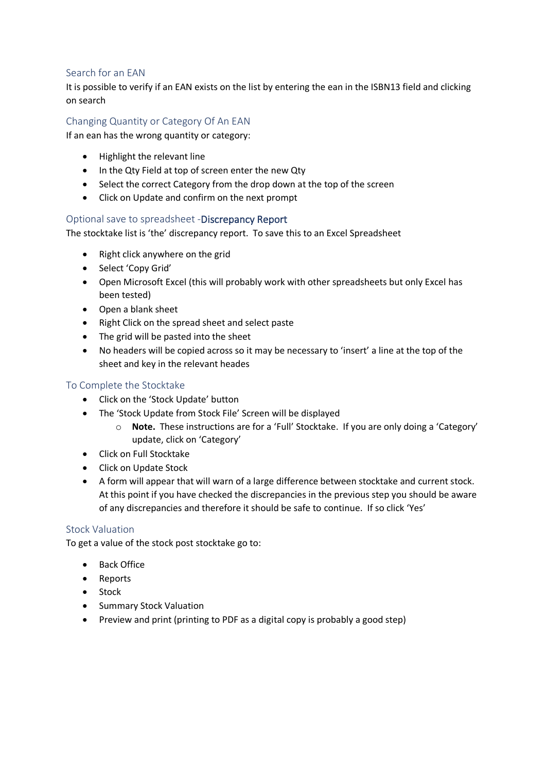## Search for an EAN

It is possible to verify if an EAN exists on the list by entering the ean in the ISBN13 field and clicking on search

## Changing Quantity or Category Of An EAN

If an ean has the wrong quantity or category:

- Highlight the relevant line
- In the Qty Field at top of screen enter the new Qty
- Select the correct Category from the drop down at the top of the screen
- Click on Update and confirm on the next prompt

## Optional save to spreadsheet -Discrepancy Report

The stocktake list is 'the' discrepancy report. To save this to an Excel Spreadsheet

- Right click anywhere on the grid
- Select 'Copy Grid'
- Open Microsoft Excel (this will probably work with other spreadsheets but only Excel has been tested)
- Open a blank sheet
- Right Click on the spread sheet and select paste
- The grid will be pasted into the sheet
- No headers will be copied across so it may be necessary to 'insert' a line at the top of the sheet and key in the relevant heades

## To Complete the Stocktake

- Click on the 'Stock Update' button
- The 'Stock Update from Stock File' Screen will be displayed
    - **Note.** These instructions are for a 'Full' Stocktake. If you are only doing a 'Category' update, click on 'Category'
- Click on Full Stocktake
- Click on Update Stock
- A form will appear that will warn of a large difference between stocktake and current stock. At this point if you have checked the discrepancies in the previous step you should be aware of any discrepancies and therefore it should be safe to continue. If so click 'Yes'

## Stock Valuation

To get a value of the stock post stocktake go to:

- Back Office
- Reports
- Stock
- Summary Stock Valuation
- Preview and print (printing to PDF as a digital copy is probably a good step)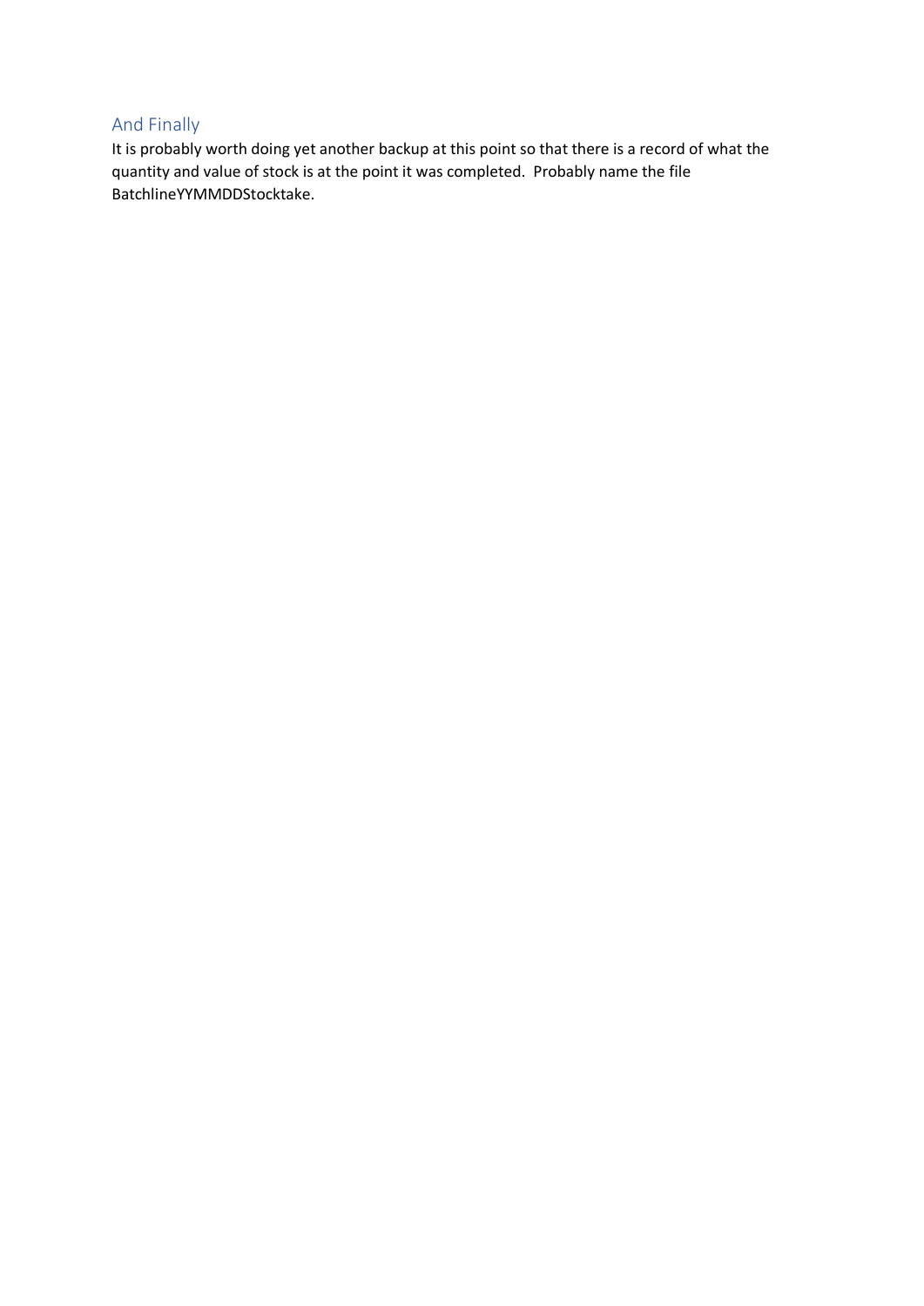## And Finally

It is probably worth doing yet another backup at this point so that there is a record of what the quantity and value of stock is at the point it was completed. Probably name the file BatchlineYYMMDDStocktake.